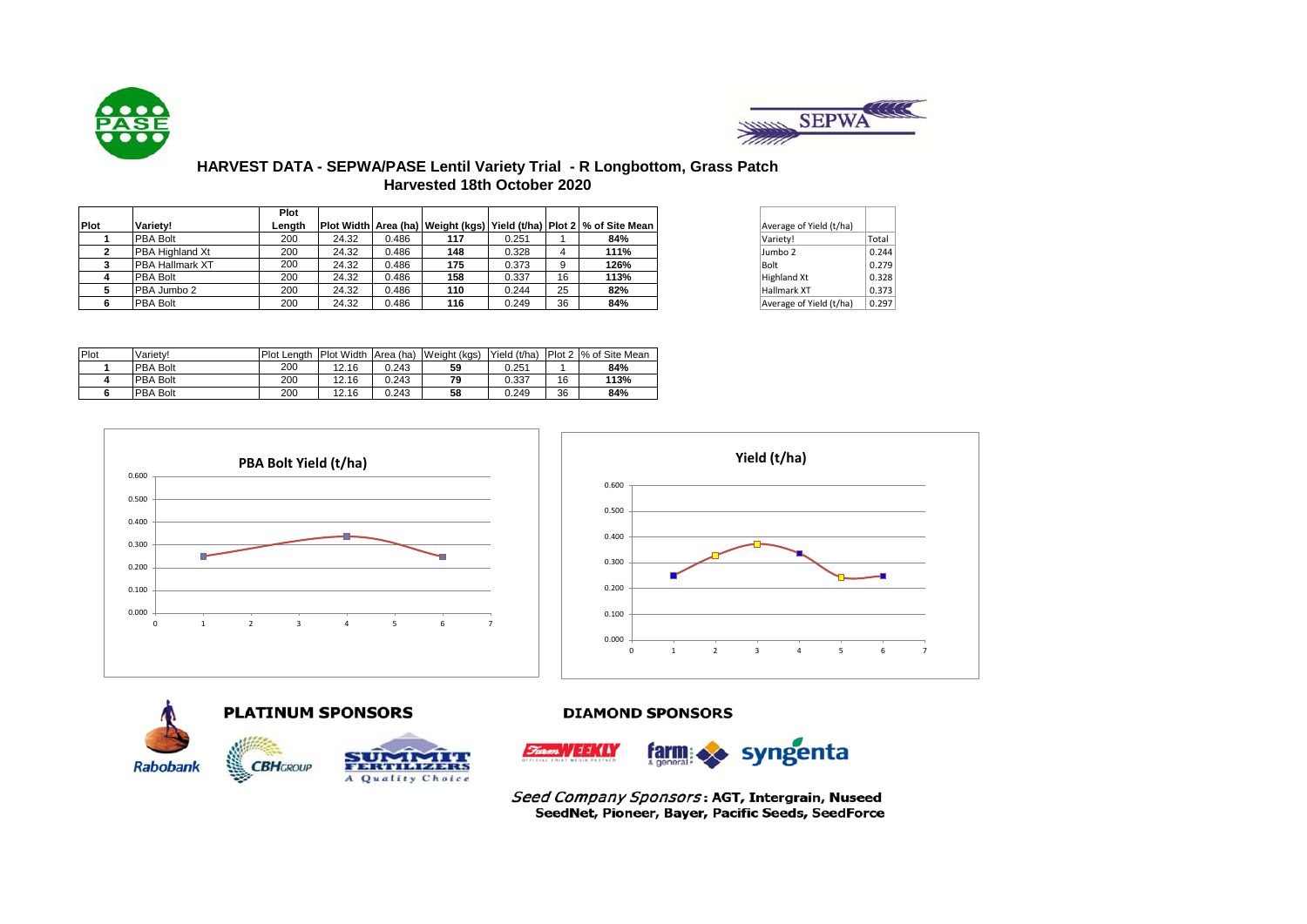# HARVEST DATA - SEPWA/PASE Lentil Variety Trial - R Longbottom, Grass Patch

## Harvested 18th October 2020

| Plot | Variety! | Plot Length | Plot Width | Area (ha) | Weight (kgs) | Yield (t/ha) | Plot 2 | % of Site Mean |
|---|---|---|---|---|---|---|---|---|
| 1 | PBA Bolt | 200 | 24.32 | 0.486 | 117 | 0.251 | 1 | 84% |
| 2 | PBA Highland Xt | 200 | 24.32 | 0.486 | 148 | 0.328 | 4 | 111% |
| 3 | PBA Hallmark XT | 200 | 24.32 | 0.486 | 175 | 0.373 | 9 | 126% |
| 4 | PBA Bolt | 200 | 24.32 | 0.486 | 158 | 0.337 | 16 | 113% |
| 5 | PBA Jumbo 2 | 200 | 24.32 | 0.486 | 110 | 0.244 | 25 | 82% |
| 6 | PBA Bolt | 200 | 24.32 | 0.486 | 116 | 0.249 | 36 | 84% |

| Average of Yield (t/ha) | |
|---|---|
| Variety! | Total |
| Jumbo 2 | 0.244 |
| Bolt | 0.279 |
| Highland Xt | 0.328 |
| Hallmark XT | 0.373 |
| Average of Yield (t/ha) | 0.297 |

| Plot | Variety! | Plot Length | Plot Width | Area (ha) | Weight (kgs) | Yield (t/ha) | Plot 2 | % of Site Mean |
|---|---|---|---|---|---|---|---|---|
| 1 | PBA Bolt | 200 | 12.16 | 0.243 | 59 | 0.251 | 1 | 84% |
| 4 | PBA Bolt | 200 | 12.16 | 0.243 | 79 | 0.337 | 16 | 113% |
| 6 | PBA Bolt | 200 | 12.16 | 0.243 | 58 | 0.249 | 36 | 84% |

PBA Bolt Yield (t/ha)

Yield (t/ha)

**PLATINUM SPONSORS**

Rabobank, CBH Group, Summit Fertilizers – A Quality Choice

**DIAMOND SPONSORS**

Farm Weekly – Official Print Media Partner, farm & general, syngenta

*Seed Company Sponsors*: **AGT, Intergrain, Nuseed SeedNet, Pioneer, Bayer, Pacific Seeds, SeedForce**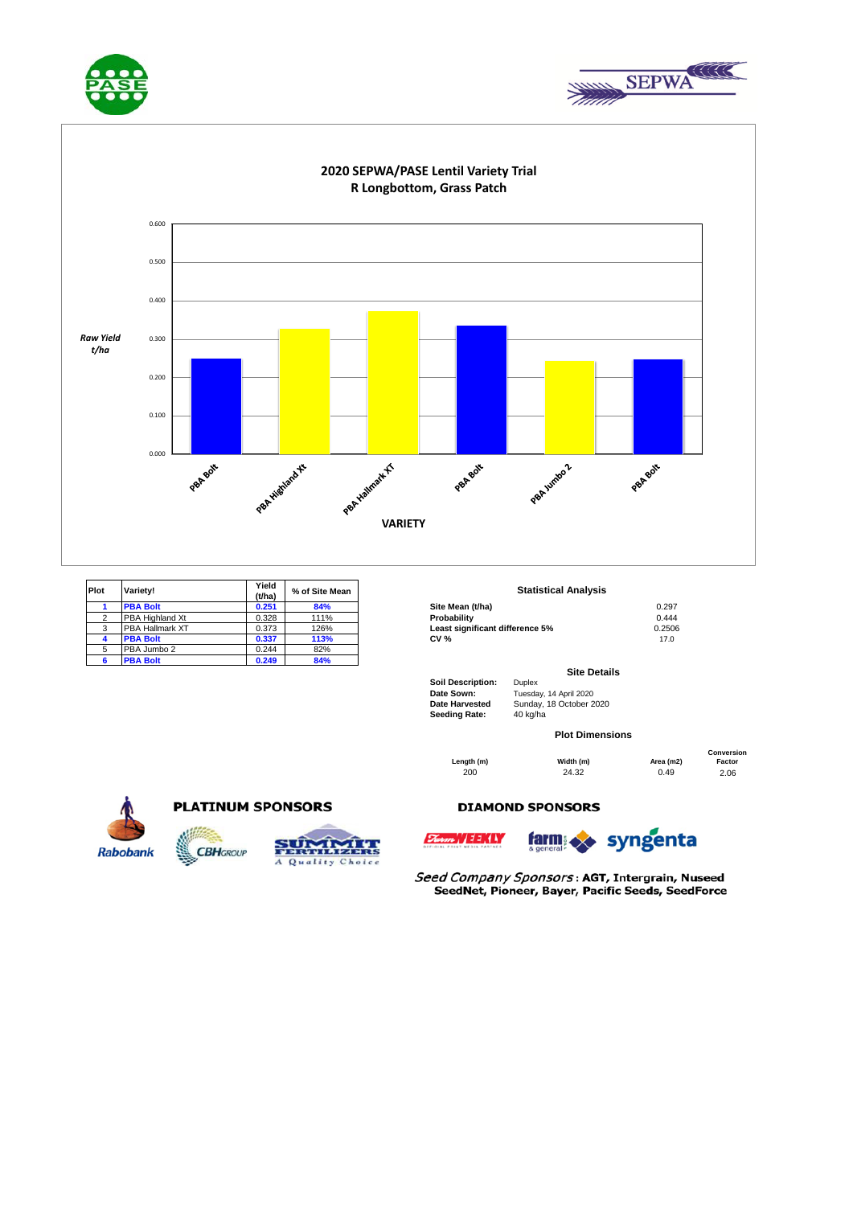## 2020 SEPWA/PASE Lentil Variety Trial
## R Longbottom, Grass Patch

Raw Yield t/ha

VARIETY

| Plot | Variety! | Yield (t/ha) | % of Site Mean |
|---|---|---|---|
| **1** | **PBA Bolt** | **0.251** | **84%** |
| 2 | PBA Highland Xt | 0.328 | 111% |
| 3 | PBA Hallmark XT | 0.373 | 126% |
| **4** | **PBA Bolt** | **0.337** | **113%** |
| 5 | PBA Jumbo 2 | 0.244 | 82% |
| **6** | **PBA Bolt** | **0.249** | **84%** |

### Statistical Analysis

| | |
|---|---|
| **Site Mean (t/ha)** | 0.297 |
| **Probability** | 0.444 |
| **Least significant difference 5%** | 0.2506 |
| **CV %** | 17.0 |

### Site Details

**Soil Description:** Duplex
**Date Sown:** Tuesday, 14 April 2020
**Date Harvested** Sunday, 18 October 2020
**Seeding Rate:** 40 kg/ha

### Plot Dimensions

| Length (m) | Width (m) | Area (m2) | Conversion Factor |
|---|---|---|---|
| 200 | 24.32 | 0.49 | 2.06 |

**PLATINUM SPONSORS**

Rabobank, CBH Group, Summit Fertilizers – A Quality Choice

**DIAMOND SPONSORS**

Farm Weekly, farm & general, syngenta

*Seed Company Sponsors*: **AGT, Intergrain, Nuseed SeedNet, Pioneer, Bayer, Pacific Seeds, SeedForce**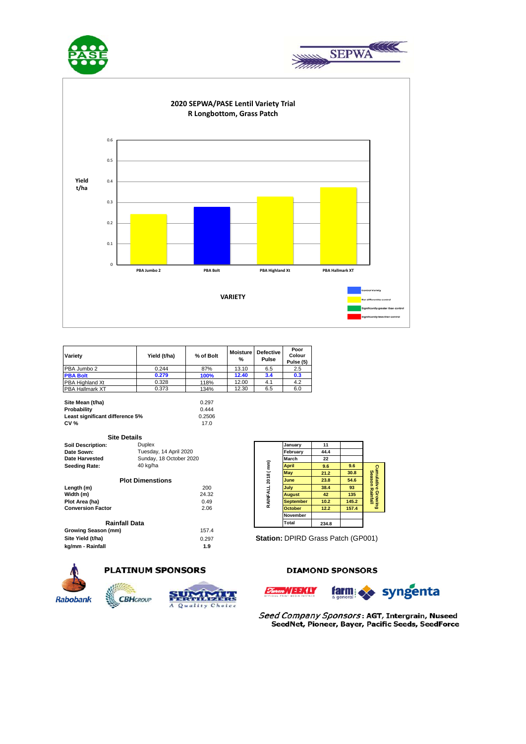# 2020 SEPWA/PASE Lentil Variety Trial

## R Longbottom, Grass Patch

Yield t/ha

0.6
0.5
0.4
0.3
0.2
0.1
0

PBA Jumbo 2
PBA Bolt
PBA Highland Xt
PBA Hallmark XT

VARIETY

Control Variety
Not different to control
Significantly greater than control
Significantly less than control

| Variety | Yield (t/ha) | % of Bolt | Moisture % | Defective Pulse | Poor Colour Pulse (5) |
|---|---|---|---|---|---|
| PBA Jumbo 2 | 0.244 | 87% | 13.10 | 6.5 | 2.5 |
| **PBA Bolt** | **0.279** | **100%** | **12.40** | **3.4** | **0.3** |
| PBA Highland Xt | 0.328 | 118% | 12.00 | 4.1 | 4.2 |
| PBA Hallmark XT | 0.373 | 134% | 12.30 | 6.5 | 6.0 |

| | |
|---|---|
| **Site Mean (t/ha)** | 0.297 |
| **Probability** | 0.444 |
| **Least significant difference 5%** | 0.2506 |
| **CV %** | 17.0 |

### Site Details

| | |
|---|---|
| **Soil Description:** | Duplex |
| **Date Sown:** | Tuesday, 14 April 2020 |
| **Date Harvested** | Sunday, 18 October 2020 |
| **Seeding Rate:** | 40 kg/ha |

### Plot Dimenstions

| | |
|---|---|
| **Length (m)** | 200 |
| **Width (m)** | 24.32 |
| **Plot Area (ha)** | 0.49 |
| **Conversion Factor** | 2.06 |

### Rainfall Data

| | |
|---|---|
| **Growing Season (mm)** | 157.4 |
| **Site Yield (t/ha)** | 0.297 |
| **kg/mm - Rainfall** | **1.9** |

| RAINFALL 2018 ( mm) | Rainfall | Cumulative Growing Season Rainfall |
|---|---|---|
| January | 11 | |
| February | 44.4 | |
| March | 22 | |
| April | 9.6 | 9.6 |
| May | 21.2 | 30.8 |
| June | 23.8 | 54.6 |
| July | 38.4 | 93 |
| August | 42 | 135 |
| September | 10.2 | 145.2 |
| October | 12.2 | 157.4 |
| November | | |
| Total | 234.8 | |

**Station:** DPIRD Grass Patch (GP001)

**PLATINUM SPONSORS**

Rabobank, CBH Group, Summit Fertilizers – A Quality Choice

**DIAMOND SPONSORS**

Farm Weekly, farm & general, syngenta

*Seed Company Sponsors*: **AGT, Intergrain, Nuseed SeedNet, Pioneer, Bayer, Pacific Seeds, SeedForce**